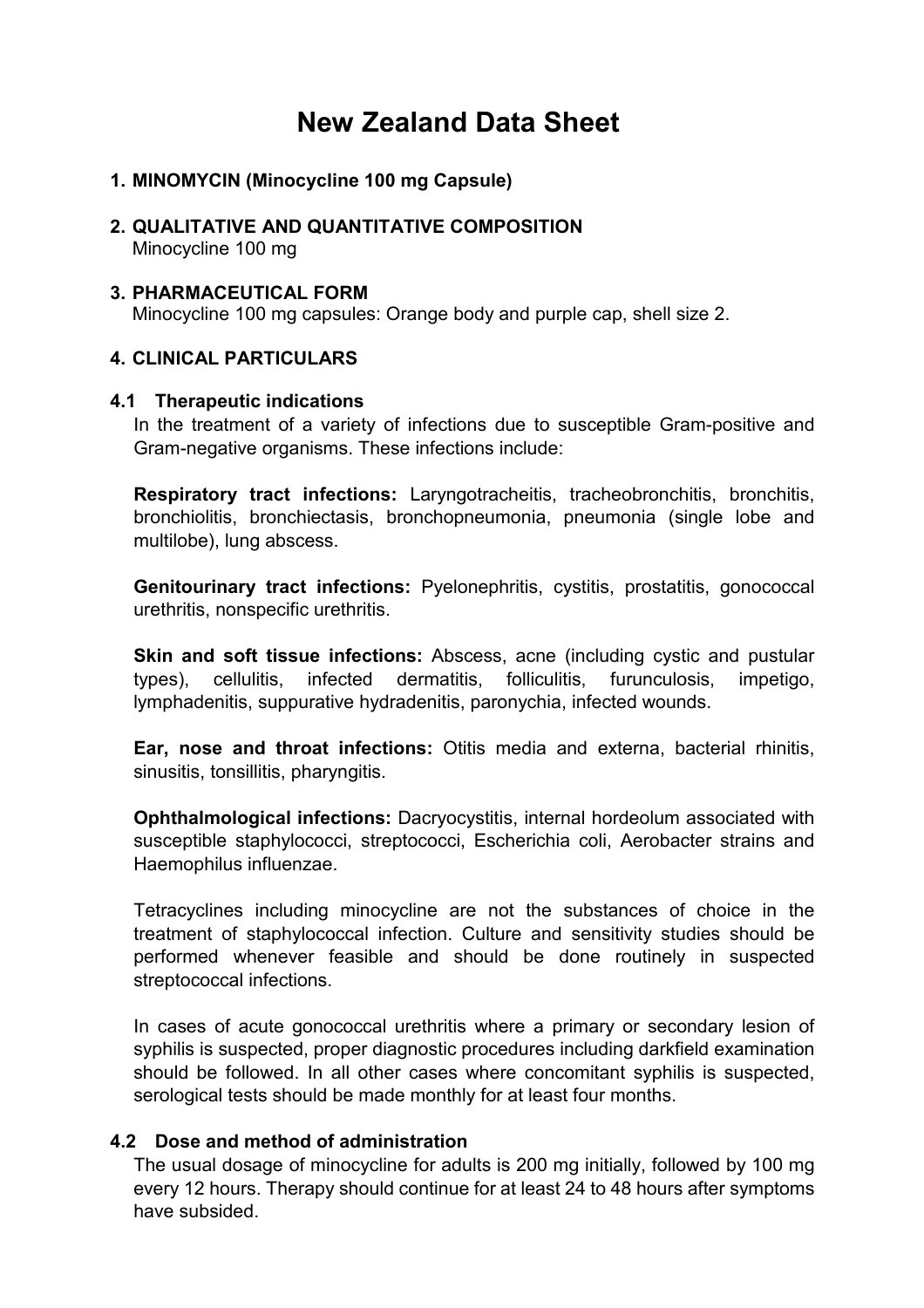# New Zealand Data Sheet

## 1. MINOMYCIN (Minocycline 100 mg Capsule)

## 2. QUALITATIVE AND QUANTITATIVE COMPOSITION

Minocycline 100 mg

## 3. PHARMACEUTICAL FORM

Minocycline 100 mg capsules: Orange body and purple cap, shell size 2.

## 4. CLINICAL PARTICULARS

### 4.1 Therapeutic indications

In the treatment of a variety of infections due to susceptible Gram-positive and Gram-negative organisms. These infections include:

**Respiratory tract infections:** Laryngotracheitis, tracheobronchitis, bronchitis, bronchiolitis, bronchiectasis, bronchopneumonia, pneumonia (single lobe and multilobe), lung abscess.

**Genitourinary tract infections:** Pyelonephritis, cystitis, prostatitis, gonococcal urethritis, nonspecific urethritis.

**Skin and soft tissue infections:** Abscess, acne (including cystic and pustular types), cellulitis, infected dermatitis, folliculitis, furunculosis, impetigo, lymphadenitis, suppurative hydradenitis, paronychia, infected wounds.

**Ear, nose and throat infections:** Otitis media and externa, bacterial rhinitis, sinusitis, tonsillitis, pharyngitis.

**Ophthalmological infections:** Dacryocystitis, internal hordeolum associated with susceptible staphylococci, streptococci, Escherichia coli, Aerobacter strains and Haemophilus influenzae.

Tetracyclines including minocycline are not the substances of choice in the treatment of staphylococcal infection. Culture and sensitivity studies should be performed whenever feasible and should be done routinely in suspected streptococcal infections.

In cases of acute gonococcal urethritis where a primary or secondary lesion of syphilis is suspected, proper diagnostic procedures including darkfield examination should be followed. In all other cases where concomitant syphilis is suspected, serological tests should be made monthly for at least four months.

### 4.2 Dose and method of administration

The usual dosage of minocycline for adults is 200 mg initially, followed by 100 mg every 12 hours. Therapy should continue for at least 24 to 48 hours after symptoms have subsided.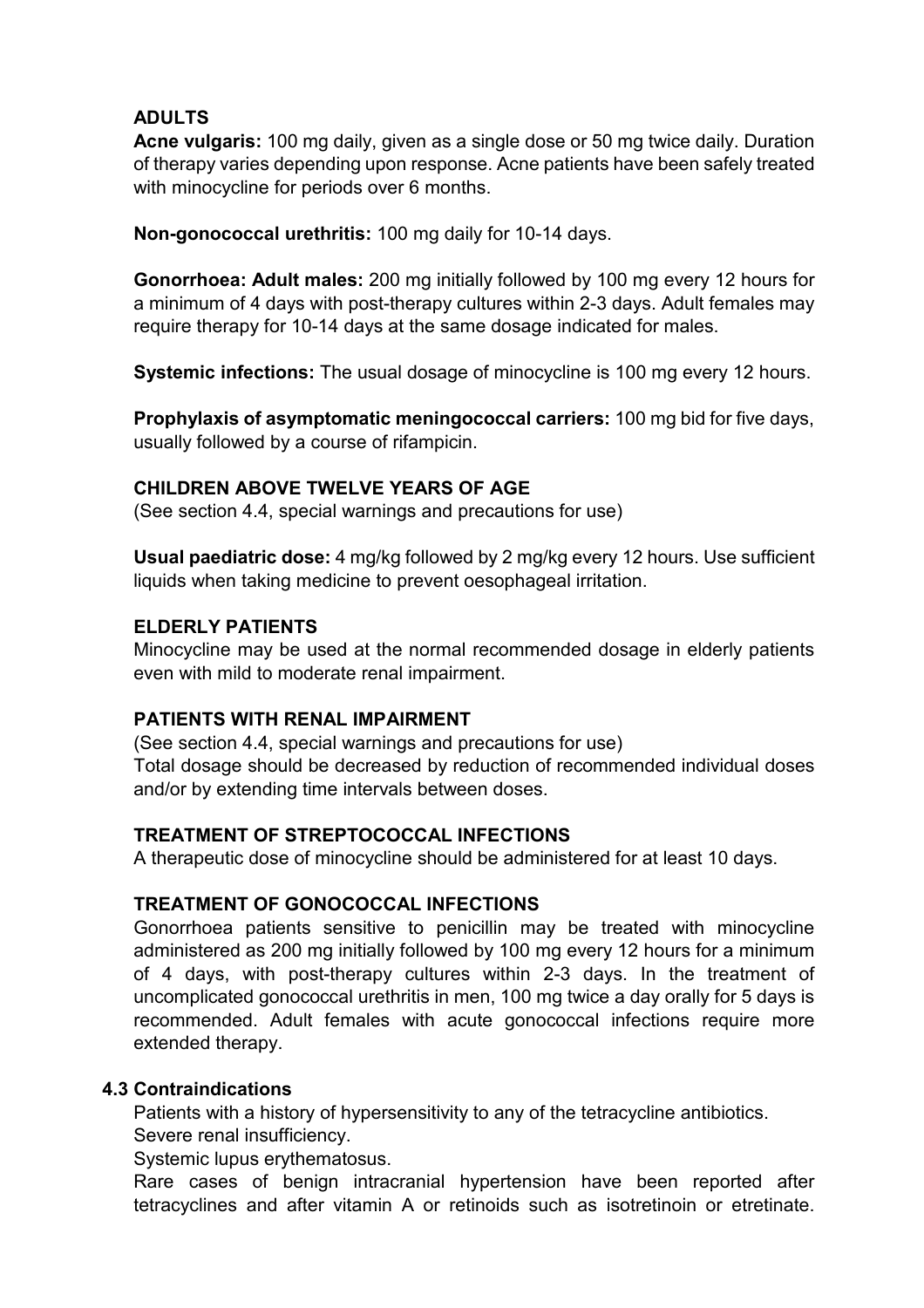**ADULTS**

**Acne vulgaris:** 100 mg daily, given as a single dose or 50 mg twice daily. Duration of therapy varies depending upon response. Acne patients have been safely treated with minocycline for periods over 6 months.

**Non-gonococcal urethritis:** 100 mg daily for 10-14 days.

**Gonorrhoea: Adult males:** 200 mg initially followed by 100 mg every 12 hours for a minimum of 4 days with post-therapy cultures within 2-3 days. Adult females may require therapy for 10-14 days at the same dosage indicated for males.

**Systemic infections:** The usual dosage of minocycline is 100 mg every 12 hours.

**Prophylaxis of asymptomatic meningococcal carriers:** 100 mg bid for five days, usually followed by a course of rifampicin.

**CHILDREN ABOVE TWELVE YEARS OF AGE**

(See section 4.4, special warnings and precautions for use)

**Usual paediatric dose:** 4 mg/kg followed by 2 mg/kg every 12 hours. Use sufficient liquids when taking medicine to prevent oesophageal irritation.

**ELDERLY PATIENTS**

Minocycline may be used at the normal recommended dosage in elderly patients even with mild to moderate renal impairment.

**PATIENTS WITH RENAL IMPAIRMENT**

(See section 4.4, special warnings and precautions for use)
Total dosage should be decreased by reduction of recommended individual doses and/or by extending time intervals between doses.

**TREATMENT OF STREPTOCOCCAL INFECTIONS**

A therapeutic dose of minocycline should be administered for at least 10 days.

**TREATMENT OF GONOCOCCAL INFECTIONS**

Gonorrhoea patients sensitive to penicillin may be treated with minocycline administered as 200 mg initially followed by 100 mg every 12 hours for a minimum of 4 days, with post-therapy cultures within 2-3 days. In the treatment of uncomplicated gonococcal urethritis in men, 100 mg twice a day orally for 5 days is recommended. Adult females with acute gonococcal infections require more extended therapy.

### 4.3 Contraindications

Patients with a history of hypersensitivity to any of the tetracycline antibiotics.
Severe renal insufficiency.
Systemic lupus erythematosus.
Rare cases of benign intracranial hypertension have been reported after tetracyclines and after vitamin A or retinoids such as isotretinoin or etretinate.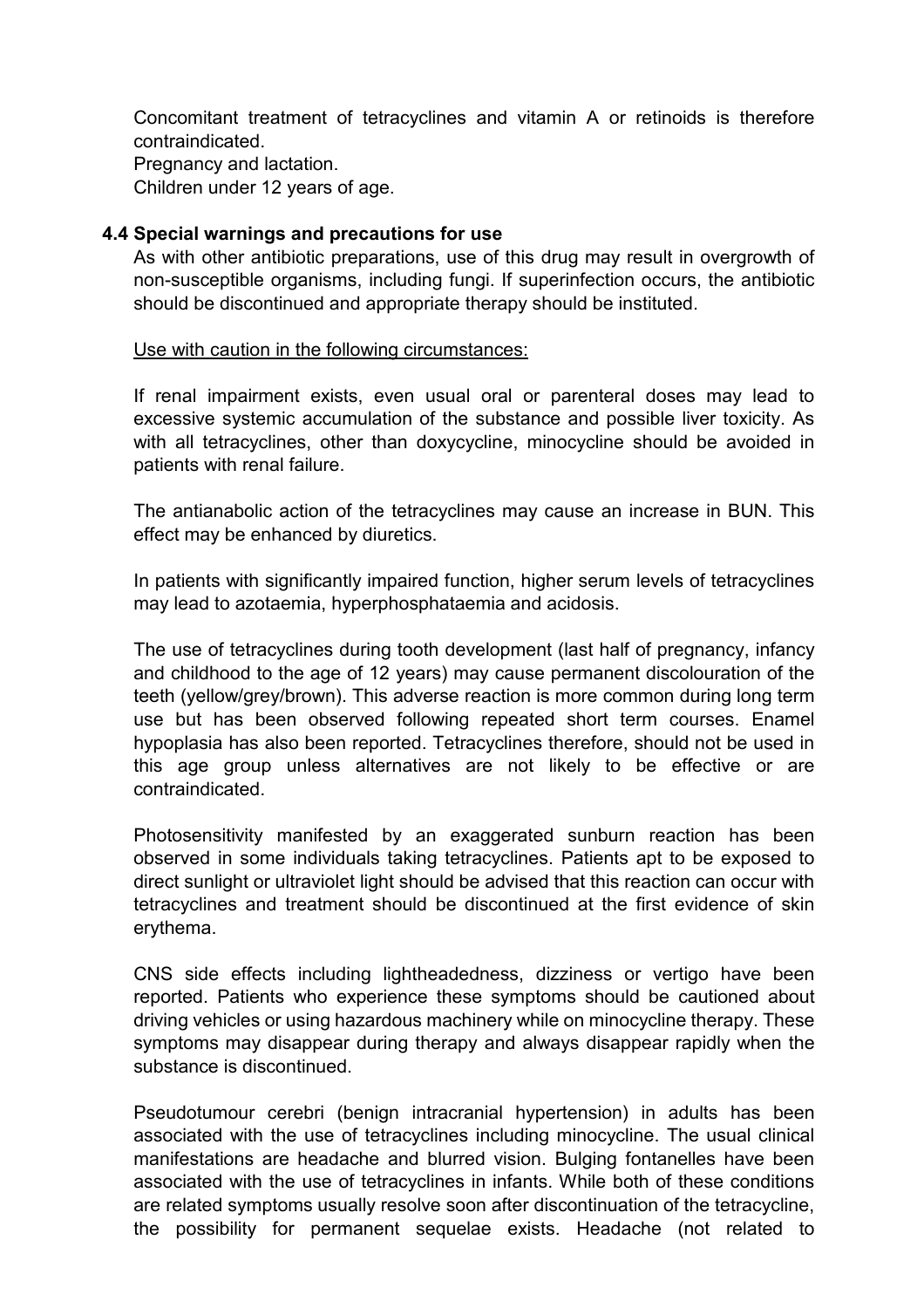Concomitant treatment of tetracyclines and vitamin A or retinoids is therefore contraindicated.

Pregnancy and lactation.

Children under 12 years of age.

### 4.4 Special warnings and precautions for use

As with other antibiotic preparations, use of this drug may result in overgrowth of non-susceptible organisms, including fungi. If superinfection occurs, the antibiotic should be discontinued and appropriate therapy should be instituted.

Use with caution in the following circumstances:

If renal impairment exists, even usual oral or parenteral doses may lead to excessive systemic accumulation of the substance and possible liver toxicity. As with all tetracyclines, other than doxycycline, minocycline should be avoided in patients with renal failure.

The antianabolic action of the tetracyclines may cause an increase in BUN. This effect may be enhanced by diuretics.

In patients with significantly impaired function, higher serum levels of tetracyclines may lead to azotaemia, hyperphosphataemia and acidosis.

The use of tetracyclines during tooth development (last half of pregnancy, infancy and childhood to the age of 12 years) may cause permanent discolouration of the teeth (yellow/grey/brown). This adverse reaction is more common during long term use but has been observed following repeated short term courses. Enamel hypoplasia has also been reported. Tetracyclines therefore, should not be used in this age group unless alternatives are not likely to be effective or are contraindicated.

Photosensitivity manifested by an exaggerated sunburn reaction has been observed in some individuals taking tetracyclines. Patients apt to be exposed to direct sunlight or ultraviolet light should be advised that this reaction can occur with tetracyclines and treatment should be discontinued at the first evidence of skin erythema.

CNS side effects including lightheadedness, dizziness or vertigo have been reported. Patients who experience these symptoms should be cautioned about driving vehicles or using hazardous machinery while on minocycline therapy. These symptoms may disappear during therapy and always disappear rapidly when the substance is discontinued.

Pseudotumour cerebri (benign intracranial hypertension) in adults has been associated with the use of tetracyclines including minocycline. The usual clinical manifestations are headache and blurred vision. Bulging fontanelles have been associated with the use of tetracyclines in infants. While both of these conditions are related symptoms usually resolve soon after discontinuation of the tetracycline, the possibility for permanent sequelae exists. Headache (not related to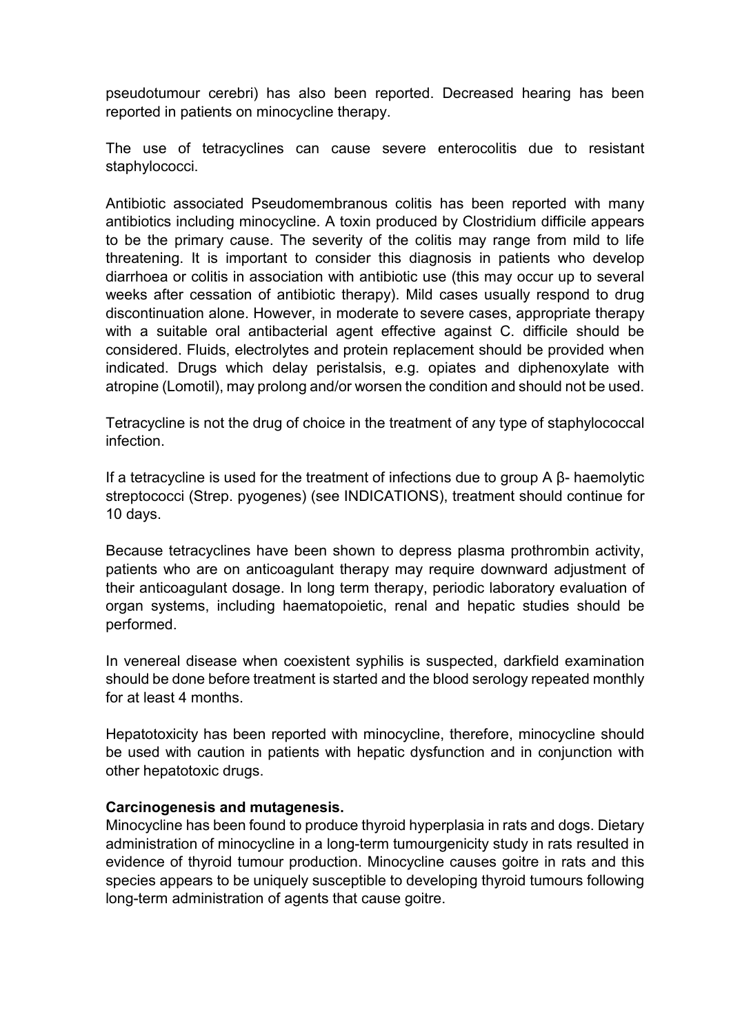pseudotumour cerebri) has also been reported. Decreased hearing has been reported in patients on minocycline therapy.

The use of tetracyclines can cause severe enterocolitis due to resistant staphylococci.

Antibiotic associated Pseudomembranous colitis has been reported with many antibiotics including minocycline. A toxin produced by Clostridium difficile appears to be the primary cause. The severity of the colitis may range from mild to life threatening. It is important to consider this diagnosis in patients who develop diarrhoea or colitis in association with antibiotic use (this may occur up to several weeks after cessation of antibiotic therapy). Mild cases usually respond to drug discontinuation alone. However, in moderate to severe cases, appropriate therapy with a suitable oral antibacterial agent effective against C. difficile should be considered. Fluids, electrolytes and protein replacement should be provided when indicated. Drugs which delay peristalsis, e.g. opiates and diphenoxylate with atropine (Lomotil), may prolong and/or worsen the condition and should not be used.

Tetracycline is not the drug of choice in the treatment of any type of staphylococcal infection.

If a tetracycline is used for the treatment of infections due to group A β- haemolytic streptococci (Strep. pyogenes) (see INDICATIONS), treatment should continue for 10 days.

Because tetracyclines have been shown to depress plasma prothrombin activity, patients who are on anticoagulant therapy may require downward adjustment of their anticoagulant dosage. In long term therapy, periodic laboratory evaluation of organ systems, including haematopoietic, renal and hepatic studies should be performed.

In venereal disease when coexistent syphilis is suspected, darkfield examination should be done before treatment is started and the blood serology repeated monthly for at least 4 months.

Hepatotoxicity has been reported with minocycline, therefore, minocycline should be used with caution in patients with hepatic dysfunction and in conjunction with other hepatotoxic drugs.

**Carcinogenesis and mutagenesis.**

Minocycline has been found to produce thyroid hyperplasia in rats and dogs. Dietary administration of minocycline in a long-term tumourgenicity study in rats resulted in evidence of thyroid tumour production. Minocycline causes goitre in rats and this species appears to be uniquely susceptible to developing thyroid tumours following long-term administration of agents that cause goitre.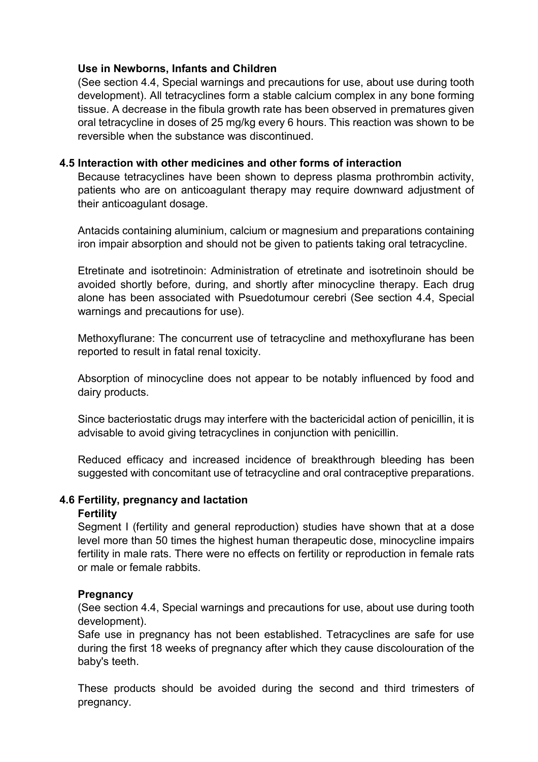**Use in Newborns, Infants and Children**

(See section 4.4, Special warnings and precautions for use, about use during tooth development). All tetracyclines form a stable calcium complex in any bone forming tissue. A decrease in the fibula growth rate has been observed in prematures given oral tetracycline in doses of 25 mg/kg every 6 hours. This reaction was shown to be reversible when the substance was discontinued.

## 4.5 Interaction with other medicines and other forms of interaction

Because tetracyclines have been shown to depress plasma prothrombin activity, patients who are on anticoagulant therapy may require downward adjustment of their anticoagulant dosage.

Antacids containing aluminium, calcium or magnesium and preparations containing iron impair absorption and should not be given to patients taking oral tetracycline.

Etretinate and isotretinoin: Administration of etretinate and isotretinoin should be avoided shortly before, during, and shortly after minocycline therapy. Each drug alone has been associated with Psuedotumour cerebri (See section 4.4, Special warnings and precautions for use).

Methoxyflurane: The concurrent use of tetracycline and methoxyflurane has been reported to result in fatal renal toxicity.

Absorption of minocycline does not appear to be notably influenced by food and dairy products.

Since bacteriostatic drugs may interfere with the bactericidal action of penicillin, it is advisable to avoid giving tetracyclines in conjunction with penicillin.

Reduced efficacy and increased incidence of breakthrough bleeding has been suggested with concomitant use of tetracycline and oral contraceptive preparations.

## 4.6 Fertility, pregnancy and lactation

**Fertility**

Segment I (fertility and general reproduction) studies have shown that at a dose level more than 50 times the highest human therapeutic dose, minocycline impairs fertility in male rats. There were no effects on fertility or reproduction in female rats or male or female rabbits.

**Pregnancy**

(See section 4.4, Special warnings and precautions for use, about use during tooth development).

Safe use in pregnancy has not been established. Tetracyclines are safe for use during the first 18 weeks of pregnancy after which they cause discolouration of the baby's teeth.

These products should be avoided during the second and third trimesters of pregnancy.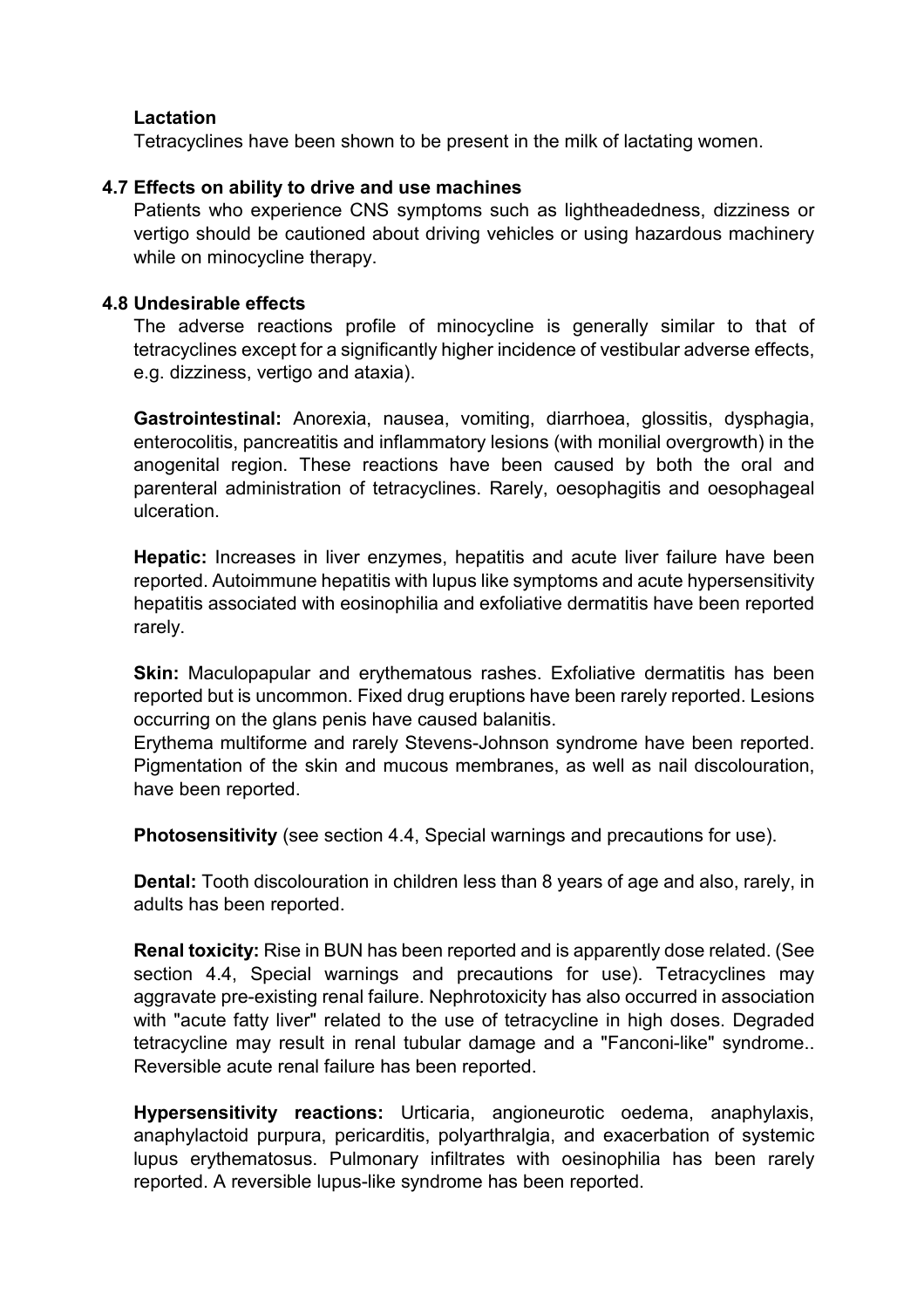**Lactation**

Tetracyclines have been shown to be present in the milk of lactating women.

### 4.7 Effects on ability to drive and use machines

Patients who experience CNS symptoms such as lightheadedness, dizziness or vertigo should be cautioned about driving vehicles or using hazardous machinery while on minocycline therapy.

### 4.8 Undesirable effects

The adverse reactions profile of minocycline is generally similar to that of tetracyclines except for a significantly higher incidence of vestibular adverse effects, e.g. dizziness, vertigo and ataxia).

**Gastrointestinal:** Anorexia, nausea, vomiting, diarrhoea, glossitis, dysphagia, enterocolitis, pancreatitis and inflammatory lesions (with monilial overgrowth) in the anogenital region. These reactions have been caused by both the oral and parenteral administration of tetracyclines. Rarely, oesophagitis and oesophageal ulceration.

**Hepatic:** Increases in liver enzymes, hepatitis and acute liver failure have been reported. Autoimmune hepatitis with lupus like symptoms and acute hypersensitivity hepatitis associated with eosinophilia and exfoliative dermatitis have been reported rarely.

**Skin:** Maculopapular and erythematous rashes. Exfoliative dermatitis has been reported but is uncommon. Fixed drug eruptions have been rarely reported. Lesions occurring on the glans penis have caused balanitis.
Erythema multiforme and rarely Stevens-Johnson syndrome have been reported. Pigmentation of the skin and mucous membranes, as well as nail discolouration, have been reported.

**Photosensitivity** (see section 4.4, Special warnings and precautions for use).

**Dental:** Tooth discolouration in children less than 8 years of age and also, rarely, in adults has been reported.

**Renal toxicity:** Rise in BUN has been reported and is apparently dose related. (See section 4.4, Special warnings and precautions for use). Tetracyclines may aggravate pre-existing renal failure. Nephrotoxicity has also occurred in association with "acute fatty liver" related to the use of tetracycline in high doses. Degraded tetracycline may result in renal tubular damage and a "Fanconi-like" syndrome.. Reversible acute renal failure has been reported.

**Hypersensitivity reactions:** Urticaria, angioneurotic oedema, anaphylaxis, anaphylactoid purpura, pericarditis, polyarthralgia, and exacerbation of systemic lupus erythematosus. Pulmonary infiltrates with oesinophilia has been rarely reported. A reversible lupus-like syndrome has been reported.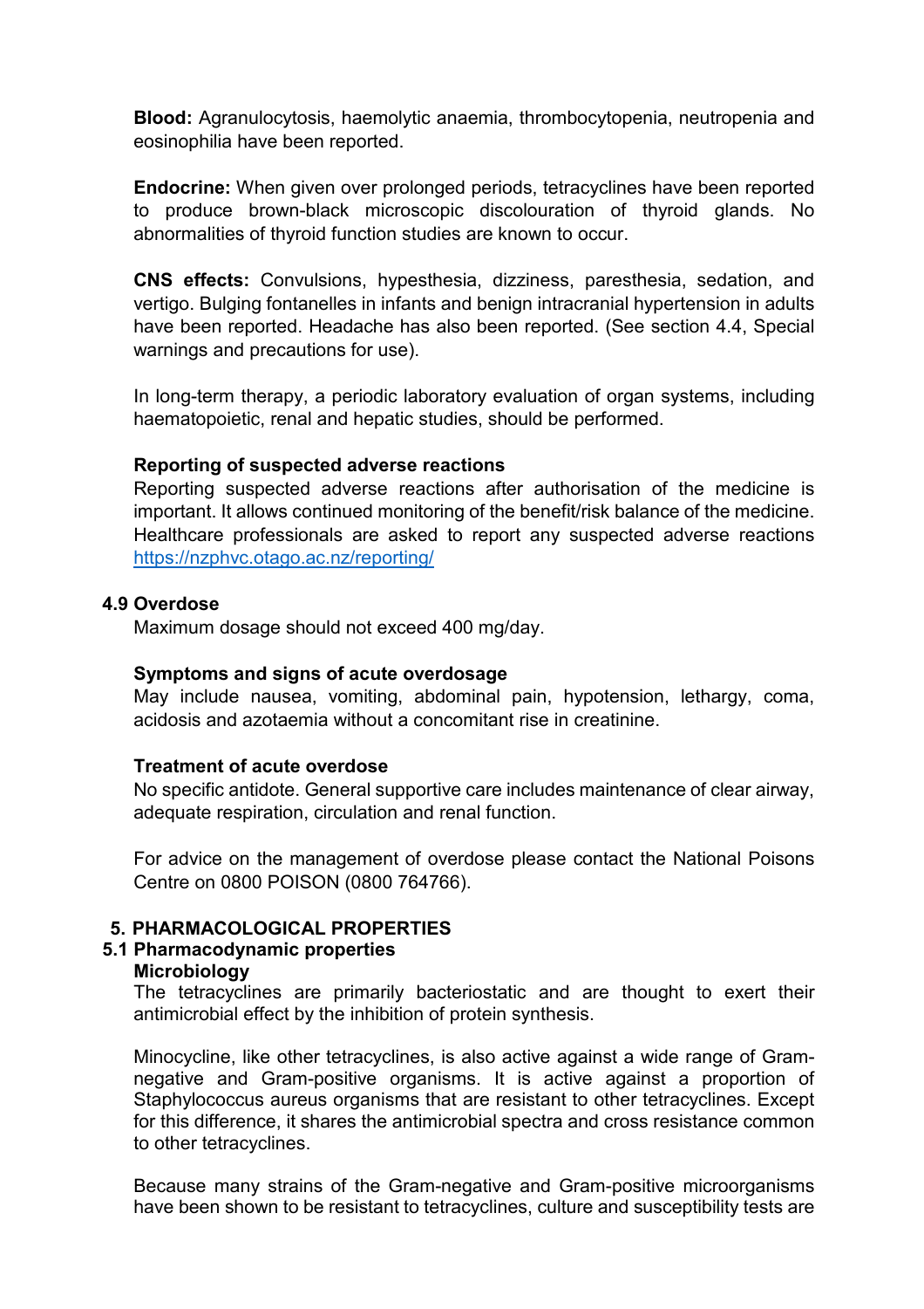**Blood:** Agranulocytosis, haemolytic anaemia, thrombocytopenia, neutropenia and eosinophilia have been reported.

**Endocrine:** When given over prolonged periods, tetracyclines have been reported to produce brown-black microscopic discolouration of thyroid glands. No abnormalities of thyroid function studies are known to occur.

**CNS effects:** Convulsions, hypesthesia, dizziness, paresthesia, sedation, and vertigo. Bulging fontanelles in infants and benign intracranial hypertension in adults have been reported. Headache has also been reported. (See section 4.4, Special warnings and precautions for use).

In long-term therapy, a periodic laboratory evaluation of organ systems, including haematopoietic, renal and hepatic studies, should be performed.

**Reporting of suspected adverse reactions**

Reporting suspected adverse reactions after authorisation of the medicine is important. It allows continued monitoring of the benefit/risk balance of the medicine. Healthcare professionals are asked to report any suspected adverse reactions https://nzphvc.otago.ac.nz/reporting/

### 4.9 Overdose

Maximum dosage should not exceed 400 mg/day.

**Symptoms and signs of acute overdosage**

May include nausea, vomiting, abdominal pain, hypotension, lethargy, coma, acidosis and azotaemia without a concomitant rise in creatinine.

**Treatment of acute overdose**

No specific antidote. General supportive care includes maintenance of clear airway, adequate respiration, circulation and renal function.

For advice on the management of overdose please contact the National Poisons Centre on 0800 POISON (0800 764766).

## 5. PHARMACOLOGICAL PROPERTIES

### 5.1 Pharmacodynamic properties

**Microbiology**

The tetracyclines are primarily bacteriostatic and are thought to exert their antimicrobial effect by the inhibition of protein synthesis.

Minocycline, like other tetracyclines, is also active against a wide range of Gram-negative and Gram-positive organisms. It is active against a proportion of Staphylococcus aureus organisms that are resistant to other tetracyclines. Except for this difference, it shares the antimicrobial spectra and cross resistance common to other tetracyclines.

Because many strains of the Gram-negative and Gram-positive microorganisms have been shown to be resistant to tetracyclines, culture and susceptibility tests are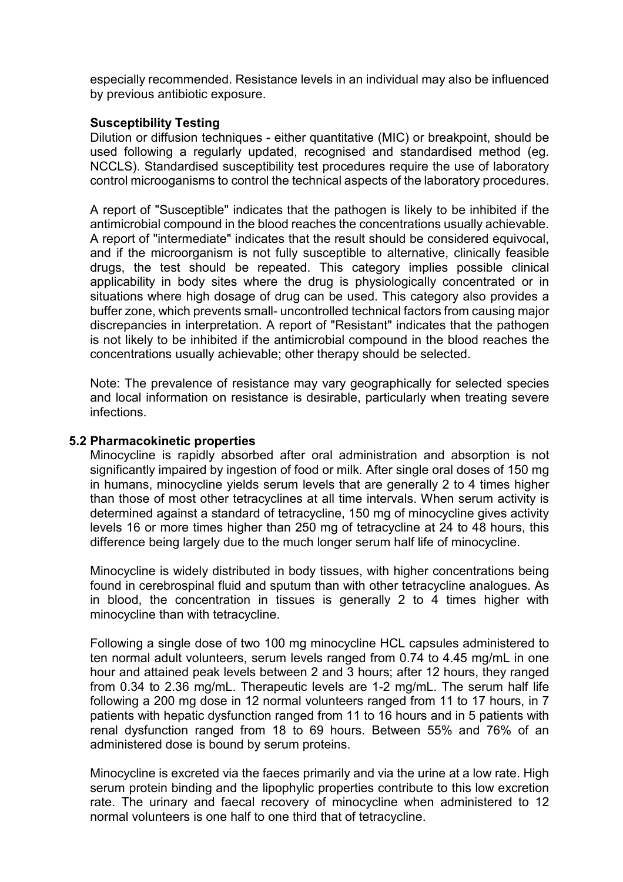especially recommended. Resistance levels in an individual may also be influenced by previous antibiotic exposure.

**Susceptibility Testing**

Dilution or diffusion techniques - either quantitative (MIC) or breakpoint, should be used following a regularly updated, recognised and standardised method (eg. NCCLS). Standardised susceptibility test procedures require the use of laboratory control microoganisms to control the technical aspects of the laboratory procedures.

A report of "Susceptible" indicates that the pathogen is likely to be inhibited if the antimicrobial compound in the blood reaches the concentrations usually achievable. A report of "intermediate" indicates that the result should be considered equivocal, and if the microorganism is not fully susceptible to alternative, clinically feasible drugs, the test should be repeated. This category implies possible clinical applicability in body sites where the drug is physiologically concentrated or in situations where high dosage of drug can be used. This category also provides a buffer zone, which prevents small- uncontrolled technical factors from causing major discrepancies in interpretation. A report of "Resistant" indicates that the pathogen is not likely to be inhibited if the antimicrobial compound in the blood reaches the concentrations usually achievable; other therapy should be selected.

Note: The prevalence of resistance may vary geographically for selected species and local information on resistance is desirable, particularly when treating severe infections.

### 5.2 Pharmacokinetic properties

Minocycline is rapidly absorbed after oral administration and absorption is not significantly impaired by ingestion of food or milk. After single oral doses of 150 mg in humans, minocycline yields serum levels that are generally 2 to 4 times higher than those of most other tetracyclines at all time intervals. When serum activity is determined against a standard of tetracycline, 150 mg of minocycline gives activity levels 16 or more times higher than 250 mg of tetracycline at 24 to 48 hours, this difference being largely due to the much longer serum half life of minocycline.

Minocycline is widely distributed in body tissues, with higher concentrations being found in cerebrospinal fluid and sputum than with other tetracycline analogues. As in blood, the concentration in tissues is generally 2 to 4 times higher with minocycline than with tetracycline.

Following a single dose of two 100 mg minocycline HCL capsules administered to ten normal adult volunteers, serum levels ranged from 0.74 to 4.45 mg/mL in one hour and attained peak levels between 2 and 3 hours; after 12 hours, they ranged from 0.34 to 2.36 mg/mL. Therapeutic levels are 1-2 mg/mL. The serum half life following a 200 mg dose in 12 normal volunteers ranged from 11 to 17 hours, in 7 patients with hepatic dysfunction ranged from 11 to 16 hours and in 5 patients with renal dysfunction ranged from 18 to 69 hours. Between 55% and 76% of an administered dose is bound by serum proteins.

Minocycline is excreted via the faeces primarily and via the urine at a low rate. High serum protein binding and the lipophylic properties contribute to this low excretion rate. The urinary and faecal recovery of minocycline when administered to 12 normal volunteers is one half to one third that of tetracycline.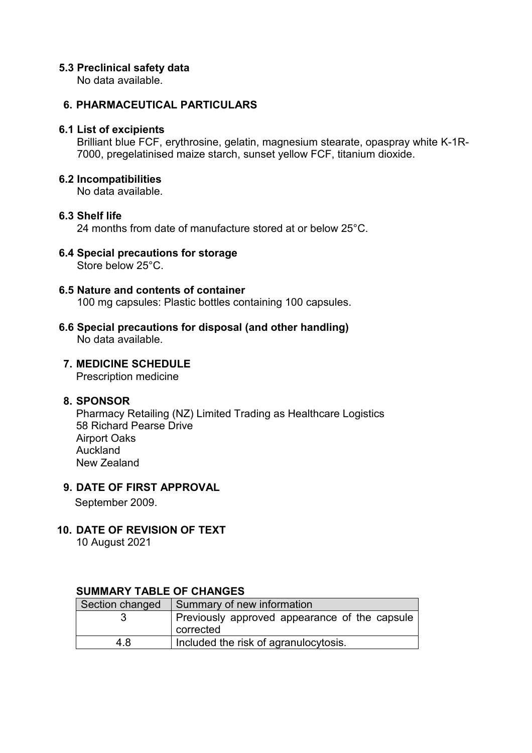### 5.3 Preclinical safety data

No data available.

## 6. PHARMACEUTICAL PARTICULARS

### 6.1 List of excipients

Brilliant blue FCF, erythrosine, gelatin, magnesium stearate, opaspray white K-1R-7000, pregelatinised maize starch, sunset yellow FCF, titanium dioxide.

### 6.2 Incompatibilities

No data available.

### 6.3 Shelf life

24 months from date of manufacture stored at or below 25°C.

### 6.4 Special precautions for storage

Store below 25°C.

### 6.5 Nature and contents of container

100 mg capsules: Plastic bottles containing 100 capsules.

### 6.6 Special precautions for disposal (and other handling)

No data available.

## 7. MEDICINE SCHEDULE

Prescription medicine

## 8. SPONSOR

Pharmacy Retailing (NZ) Limited Trading as Healthcare Logistics
58 Richard Pearse Drive
Airport Oaks
Auckland
New Zealand

## 9. DATE OF FIRST APPROVAL

September 2009.

## 10. DATE OF REVISION OF TEXT

10 August 2021

### SUMMARY TABLE OF CHANGES

| Section changed | Summary of new information |
| --- | --- |
| 3 | Previously approved appearance of the capsule corrected |
| 4.8 | Included the risk of agranulocytosis. |